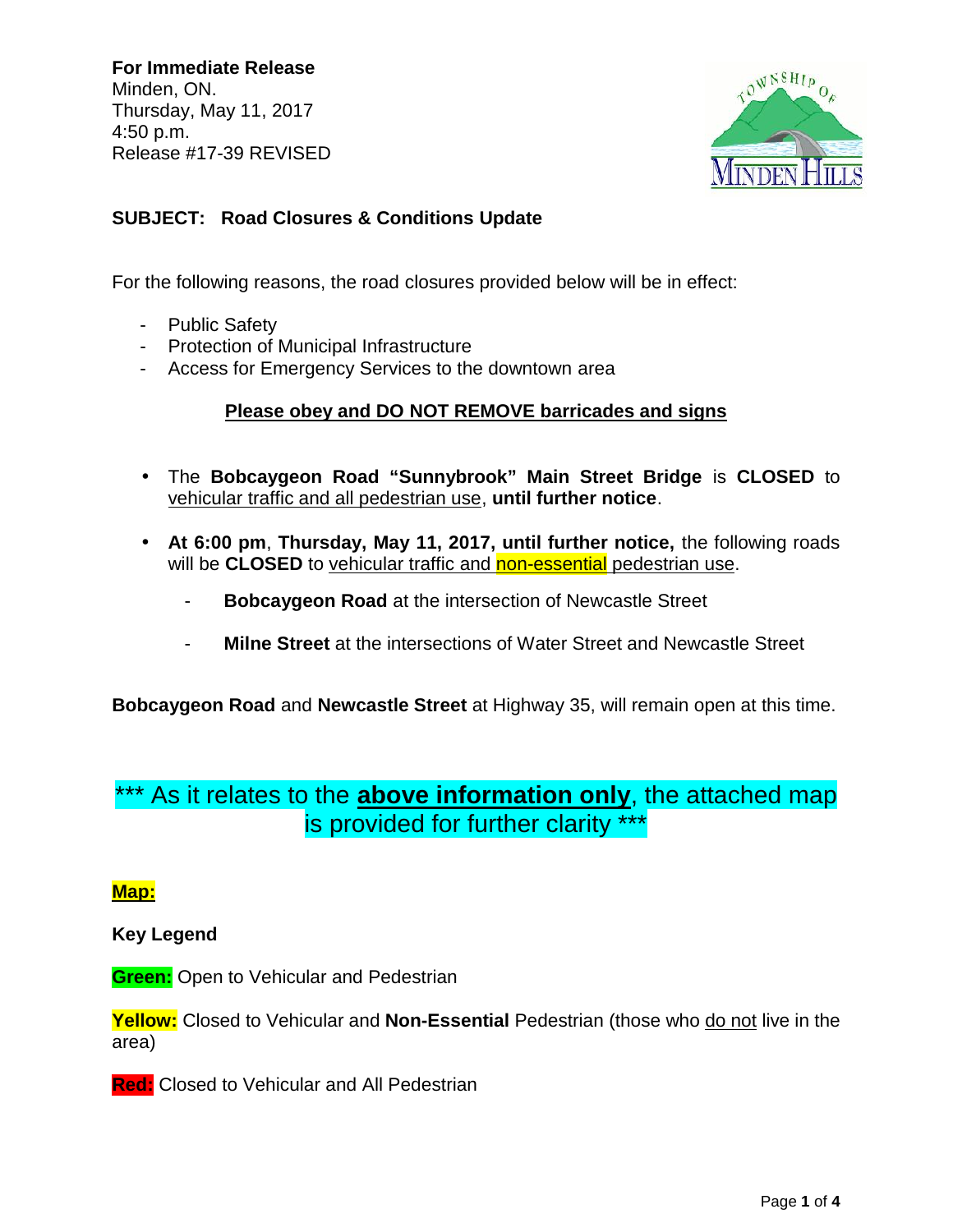**For Immediate Release**
Minden, ON.
Thursday, May 11, 2017
4:50 p.m.
Release #17-39 REVISED

**SUBJECT: Road Closures & Conditions Update**

For the following reasons, the road closures provided below will be in effect:

- Public Safety
- Protection of Municipal Infrastructure
- Access for Emergency Services to the downtown area

**Please obey and DO NOT REMOVE barricades and signs**

- The **Bobcaygeon Road "Sunnybrook" Main Street Bridge** is **CLOSED** to vehicular traffic and all pedestrian use, **until further notice**.
- **At 6:00 pm**, **Thursday, May 11, 2017, until further notice,** the following roads will be **CLOSED** to vehicular traffic and non-essential pedestrian use.
  - **Bobcaygeon Road** at the intersection of Newcastle Street
  - **Milne Street** at the intersections of Water Street and Newcastle Street

**Bobcaygeon Road** and **Newcastle Street** at Highway 35, will remain open at this time.

\*\*\* As it relates to the **above information only**, the attached map is provided for further clarity \*\*\*

**Map:**

**Key Legend**

**Green:** Open to Vehicular and Pedestrian

**Yellow:** Closed to Vehicular and **Non-Essential** Pedestrian (those who do not live in the area)

**Red:** Closed to Vehicular and All Pedestrian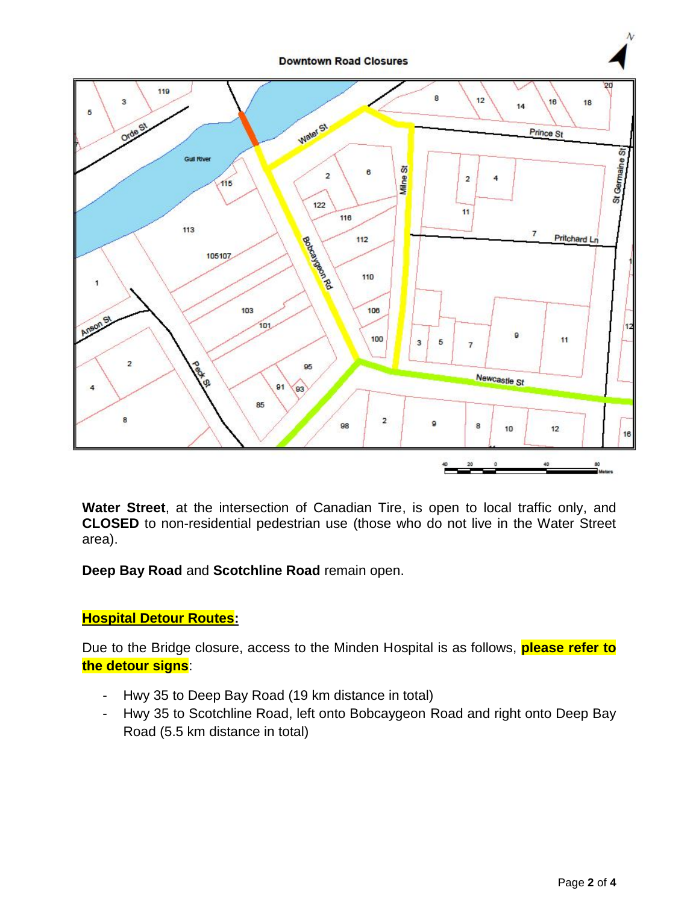**Downtown Road Closures**

**Water Street**, at the intersection of Canadian Tire, is open to local traffic only, and **CLOSED** to non-residential pedestrian use (those who do not live in the Water Street area).

**Deep Bay Road** and **Scotchline Road** remain open.

## Hospital Detour Routes:

Due to the Bridge closure, access to the Minden Hospital is as follows, **please refer to the detour signs**:

- Hwy 35 to Deep Bay Road (19 km distance in total)
- Hwy 35 to Scotchline Road, left onto Bobcaygeon Road and right onto Deep Bay Road (5.5 km distance in total)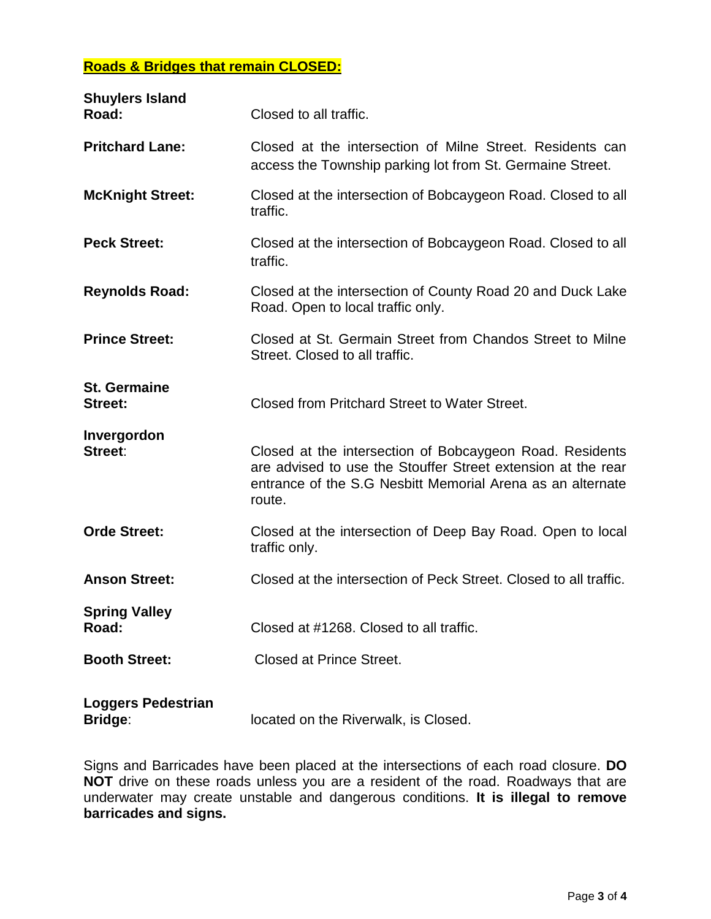**Roads & Bridges that remain CLOSED:**

**Shuylers Island Road:** Closed to all traffic.

**Pritchard Lane:** Closed at the intersection of Milne Street. Residents can access the Township parking lot from St. Germaine Street.

**McKnight Street:** Closed at the intersection of Bobcaygeon Road. Closed to all traffic.

**Peck Street:** Closed at the intersection of Bobcaygeon Road. Closed to all traffic.

**Reynolds Road:** Closed at the intersection of County Road 20 and Duck Lake Road. Open to local traffic only.

**Prince Street:** Closed at St. Germain Street from Chandos Street to Milne Street. Closed to all traffic.

**St. Germaine Street:** Closed from Pritchard Street to Water Street.

**Invergordon Street**: Closed at the intersection of Bobcaygeon Road. Residents are advised to use the Stouffer Street extension at the rear entrance of the S.G Nesbitt Memorial Arena as an alternate route.

**Orde Street:** Closed at the intersection of Deep Bay Road. Open to local traffic only.

**Anson Street:** Closed at the intersection of Peck Street. Closed to all traffic.

**Spring Valley Road:** Closed at #1268. Closed to all traffic.

**Booth Street:** Closed at Prince Street.

**Loggers Pedestrian Bridge**: located on the Riverwalk, is Closed.

Signs and Barricades have been placed at the intersections of each road closure. **DO NOT** drive on these roads unless you are a resident of the road. Roadways that are underwater may create unstable and dangerous conditions. **It is illegal to remove barricades and signs.**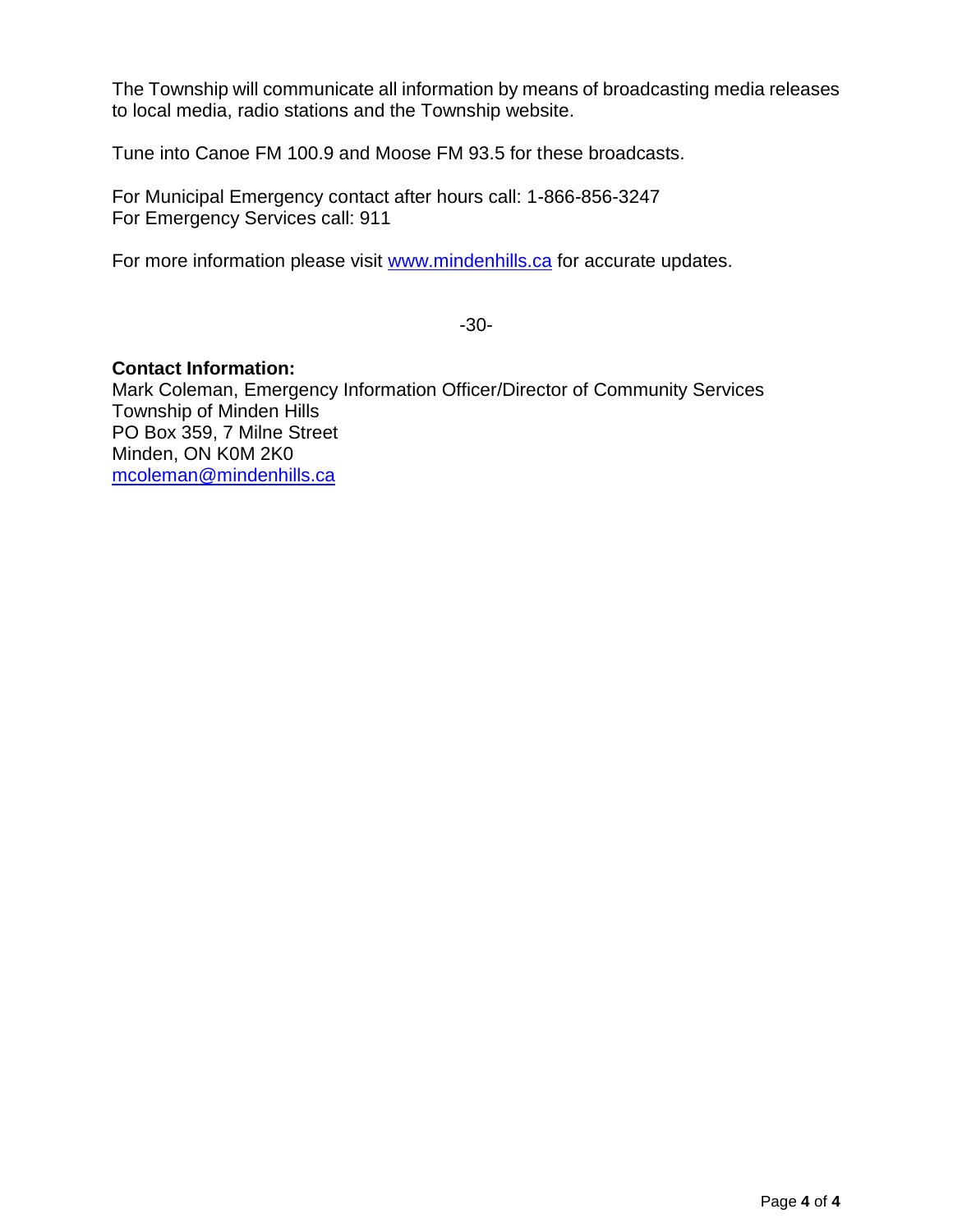The Township will communicate all information by means of broadcasting media releases to local media, radio stations and the Township website.

Tune into Canoe FM 100.9 and Moose FM 93.5 for these broadcasts.

For Municipal Emergency contact after hours call: 1-866-856-3247
For Emergency Services call: 911

For more information please visit [www.mindenhills.ca](http://www.mindenhills.ca) for accurate updates.

-30-

**Contact Information:**
Mark Coleman, Emergency Information Officer/Director of Community Services
Township of Minden Hills
PO Box 359, 7 Milne Street
Minden, ON K0M 2K0
[mcoleman@mindenhills.ca](mailto:mcoleman@mindenhills.ca)